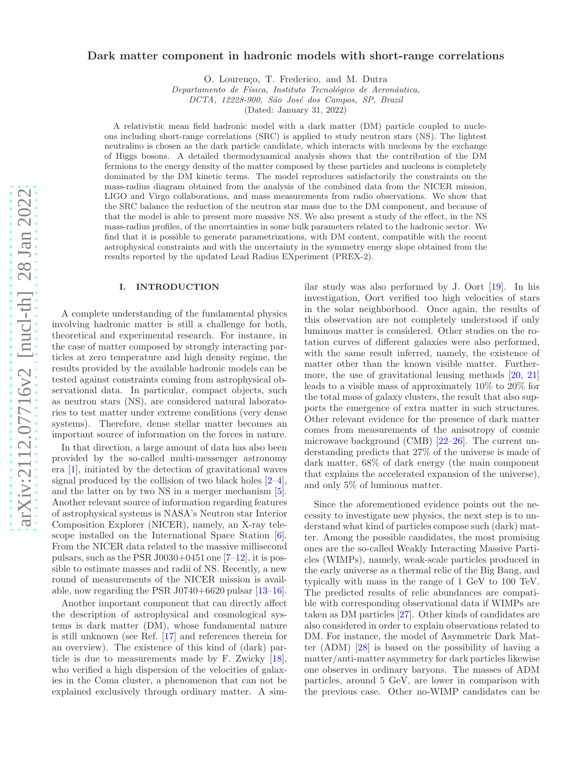# Dark matter component in hadronic models with short-range correlations

O. Lourenço, T. Frederico, and M. Dutra

*Departamento de Física, Instituto Tecnológico de Aeronáutica, DCTA, 12228-900, São José dos Campos, SP, Brazil*

(Dated: January 31, 2022)

A relativistic mean field hadronic model with a dark matter (DM) particle coupled to nucleons including short-range correlations (SRC) is applied to study neutron stars (NS). The lightest neutralino is chosen as the dark particle candidate, which interacts with nucleons by the exchange of Higgs bosons. A detailed thermodynamical analysis shows that the contribution of the DM fermions to the energy density of the matter composed by these particles and nucleons is completely dominated by the DM kinetic terms. The model reproduces satisfactorily the constraints on the mass-radius diagram obtained from the analysis of the combined data from the NICER mission, LIGO and Virgo collaborations, and mass measurements from radio observations. We show that the SRC balance the reduction of the neutron star mass due to the DM component, and because of that the model is able to present more massive NS. We also present a study of the effect, in the NS mass-radius profiles, of the uncertainties in some bulk parameters related to the hadronic sector. We find that it is possible to generate parametrizations, with DM content, compatible with the recent astrophysical constraints and with the uncertainty in the symmetry energy slope obtained from the results reported by the updated Lead Radius EXperiment (PREX-2).

## I. INTRODUCTION

A complete understanding of the fundamental physics involving hadronic matter is still a challenge for both, theoretical and experimental research. For instance, in the case of matter composed by strongly interacting particles at zero temperature and high density regime, the results provided by the available hadronic models can be tested against constraints coming from astrophysical observational data. In particular, compact objects, such as neutron stars (NS), are considered natural laboratories to test matter under extreme conditions (very dense systems). Therefore, dense stellar matter becomes an important source of information on the forces in nature.

In that direction, a large amount of data has also been provided by the so-called multi-messenger astronomy era [1], initiated by the detection of gravitational waves signal produced by the collision of two black holes [2–4], and the latter on by two NS in a merger mechanism [5]. Another relevant source of information regarding features of astrophysical systems is NASA's Neutron star Interior Composition Explorer (NICER), namely, an X-ray telescope installed on the International Space Station [6]. From the NICER data related to the massive millisecond pulsars, such as the PSR J0030+0451 one [7–12], it is possible to estimate masses and radii of NS. Recently, a new round of measurements of the NICER mission is available, now regarding the PSR J0740+6620 pulsar [13–16].

Another important component that can directly affect the description of astrophysical and cosmological systems is dark matter (DM), whose fundamental nature is still unknown (see Ref. [17] and references therein for an overview). The existence of this kind of (dark) particle is due to measurements made by F. Zwicky [18], who verified a high dispersion of the velocities of galaxies in the Coma cluster, a phenomenon that can not be explained exclusively through ordinary matter. A similar study was also performed by J. Oort [19]. In his investigation, Oort verified too high velocities of stars in the solar neighborhood. Once again, the results of this observation are not completely understood if only luminous matter is considered. Other studies on the rotation curves of different galaxies were also performed, with the same result inferred, namely, the existence of matter other than the known visible matter. Furthermore, the use of gravitational lensing methods [20, 21] leads to a visible mass of approximately 10% to 20% for the total mass of galaxy clusters, the result that also supports the emergence of extra matter in such structures. Other relevant evidence for the presence of dark matter comes from measurements of the anisotropy of cosmic microwave background (CMB) [22–26]. The current understanding predicts that 27% of the universe is made of dark matter, 68% of dark energy (the main component that explains the accelerated expansion of the universe), and only 5% of luminous matter.

Since the aforementioned evidence points out the necessity to investigate new physics, the next step is to understand what kind of particles compose such (dark) matter. Among the possible candidates, the most promising ones are the so-called Weakly Interacting Massive Particles (WIMPs), namely, weak-scale particles produced in the early universe as a thermal relic of the Big Bang, and typically with mass in the range of 1 GeV to 100 TeV. The predicted results of relic abundances are compatible with corresponding observational data if WIMPs are taken as DM particles [27]. Other kinds of candidates are also considered in order to explain observations related to DM. For instance, the model of Asymmetric Dark Matter (ADM) [28] is based on the possibility of having a matter/anti-matter asymmetry for dark particles likewise one observes in ordinary baryons. The masses of ADM particles, around 5 GeV, are lower in comparison with the previous case. Other no-WIMP candidates can be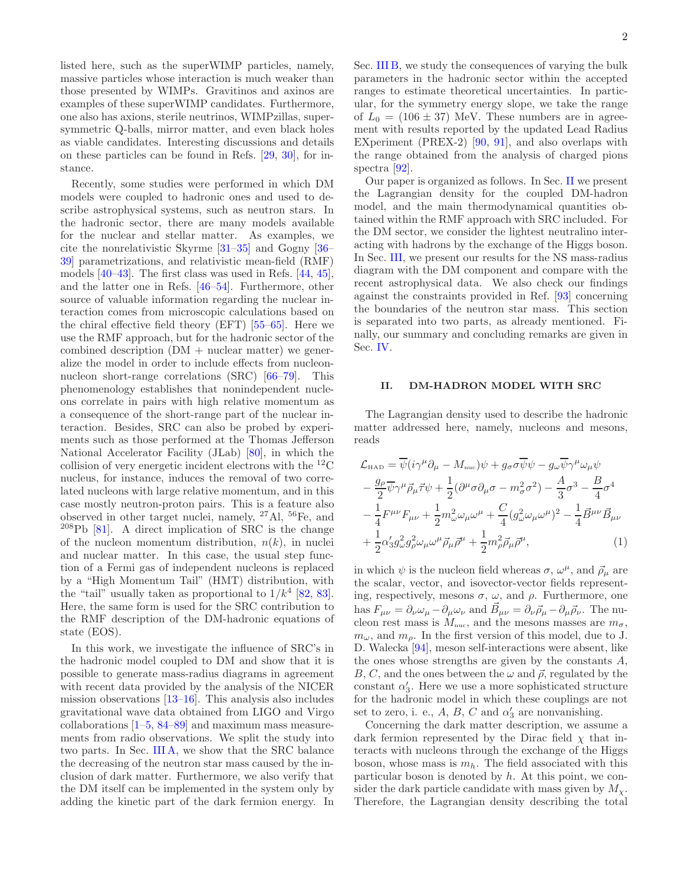listed here, such as the superWIMP particles, namely, massive particles whose interaction is much weaker than those presented by WIMPs. Gravitinos and axinos are examples of these superWIMP candidates. Furthermore, one also has axions, sterile neutrinos, WIMPzillas, supersymmetric Q-balls, mirror matter, and even black holes as viable candidates. Interesting discussions and details on these particles can be found in Refs. [29, 30], for instance.

Recently, some studies were performed in which DM models were coupled to hadronic ones and used to describe astrophysical systems, such as neutron stars. In the hadronic sector, there are many models available for the nuclear and stellar matter. As examples, we cite the nonrelativistic Skyrme [31–35] and Gogny [36–39] parametrizations, and relativistic mean-field (RMF) models [40–43]. The first class was used in Refs. [44, 45], and the latter one in Refs. [46–54]. Furthermore, other source of valuable information regarding the nuclear interaction comes from microscopic calculations based on the chiral effective field theory (EFT) [55–65]. Here we use the RMF approach, but for the hadronic sector of the combined description (DM + nuclear matter) we generalize the model in order to include effects from nucleon-nucleon short-range correlations (SRC) [66–79]. This phenomenology establishes that nonindependent nucleons correlate in pairs with high relative momentum as a consequence of the short-range part of the nuclear interaction. Besides, SRC can also be probed by experiments such as those performed at the Thomas Jefferson National Accelerator Facility (JLab) [80], in which the collision of very energetic incident electrons with the $^{12}$C nucleus, for instance, induces the removal of two correlated nucleons with large relative momentum, and in this case mostly neutron-proton pairs. This is a feature also observed in other target nuclei, namely, $^{27}$Al, $^{56}$Fe, and $^{208}$Pb [81]. A direct implication of SRC is the change of the nucleon momentum distribution, $n(k)$, in nuclei and nuclear matter. In this case, the usual step function of a Fermi gas of independent nucleons is replaced by a "High Momentum Tail" (HMT) distribution, with the "tail" usually taken as proportional to $1/k^4$ [82, 83]. Here, the same form is used for the SRC contribution to the RMF description of the DM-hadronic equations of state (EOS).

In this work, we investigate the influence of SRC's in the hadronic model coupled to DM and show that it is possible to generate mass-radius diagrams in agreement with recent data provided by the analysis of the NICER mission observations [13–16]. This analysis also includes gravitational wave data obtained from LIGO and Virgo collaborations [1–5, 84–89] and maximum mass measurements from radio observations. We split the study into two parts. In Sec. III A, we show that the SRC balance the decreasing of the neutron star mass caused by the inclusion of dark matter. Furthermore, we also verify that the DM itself can be implemented in the system only by adding the kinetic part of the dark fermion energy. In Sec. III B, we study the consequences of varying the bulk parameters in the hadronic sector within the accepted ranges to estimate theoretical uncertainties. In particular, for the symmetry energy slope, we take the range of $L_0 = (106 \pm 37)$ MeV. These numbers are in agreement with results reported by the updated Lead Radius EXperiment (PREX-2) [90, 91], and also overlaps with the range obtained from the analysis of charged pions spectra [92].

Our paper is organized as follows. In Sec. II we present the Lagrangian density for the coupled DM-hadron model, and the main thermodynamical quantities obtained within the RMF approach with SRC included. For the DM sector, we consider the lightest neutralino interacting with hadrons by the exchange of the Higgs boson. In Sec. III, we present our results for the NS mass-radius diagram with the DM component and compare with the recent astrophysical data. We also check our findings against the constraints provided in Ref. [93] concerning the boundaries of the neutron star mass. This section is separated into two parts, as already mentioned. Finally, our summary and concluding remarks are given in Sec. IV.

## II. DM-HADRON MODEL WITH SRC

The Lagrangian density used to describe the hadronic matter addressed here, namely, nucleons and mesons, reads

$$
\begin{aligned}
\mathcal{L}_{\rm HAD} &= \overline{\psi}(i\gamma^\mu\partial_\mu - M_{\rm nuc})\psi + g_\sigma\sigma\overline{\psi}\psi - g_\omega\overline{\psi}\gamma^\mu\omega_\mu\psi \\
&- \frac{g_\rho}{2}\overline{\psi}\gamma^\mu\vec{\rho}_\mu\vec{\tau}\psi + \frac{1}{2}(\partial^\mu\sigma\partial_\mu\sigma - m_\sigma^2\sigma^2) - \frac{A}{3}\sigma^3 - \frac{B}{4}\sigma^4 \\
&- \frac{1}{4}F^{\mu\nu}F_{\mu\nu} + \frac{1}{2}m_\omega^2\omega_\mu\omega^\mu + \frac{C}{4}(g_\omega^2\omega_\mu\omega^\mu)^2 - \frac{1}{4}\vec{B}^{\mu\nu}\vec{B}_{\mu\nu} \\
&+ \frac{1}{2}\alpha_3' g_\omega^2 g_\rho^2\omega_\mu\omega^\mu\vec{\rho}_\mu\vec{\rho}^\mu + \frac{1}{2}m_\rho^2\vec{\rho}_\mu\vec{\rho}^\mu,
\end{aligned} \tag{1}
$$

in which $\psi$ is the nucleon field whereas $\sigma$, $\omega^\mu$, and $\vec{\rho}_\mu$ are the scalar, vector, and isovector-vector fields representing, respectively, mesons $\sigma$, $\omega$, and $\rho$. Furthermore, one has $F_{\mu\nu} = \partial_\nu\omega_\mu - \partial_\mu\omega_\nu$ and $\vec{B}_{\mu\nu} = \partial_\nu\vec{\rho}_\mu - \partial_\mu\vec{\rho}_\nu$. The nucleon rest mass is $M_{\rm nuc}$, and the mesons masses are $m_\sigma$, $m_\omega$, and $m_\rho$. In the first version of this model, due to J. D. Walecka [94], meson self-interactions were absent, like the ones whose strengths are given by the constants $A$, $B$, $C$, and the ones between the $\omega$ and $\vec{\rho}$, regulated by the constant $\alpha_3'$. Here we use a more sophisticated structure for the hadronic model in which these couplings are not set to zero, i. e., $A$, $B$, $C$ and $\alpha_3'$ are nonvanishing.

Concerning the dark matter description, we assume a dark fermion represented by the Dirac field $\chi$ that interacts with nucleons through the exchange of the Higgs boson, whose mass is $m_h$. The field associated with this particular boson is denoted by $h$. At this point, we consider the dark particle candidate with mass given by $M_\chi$. Therefore, the Lagrangian density describing the total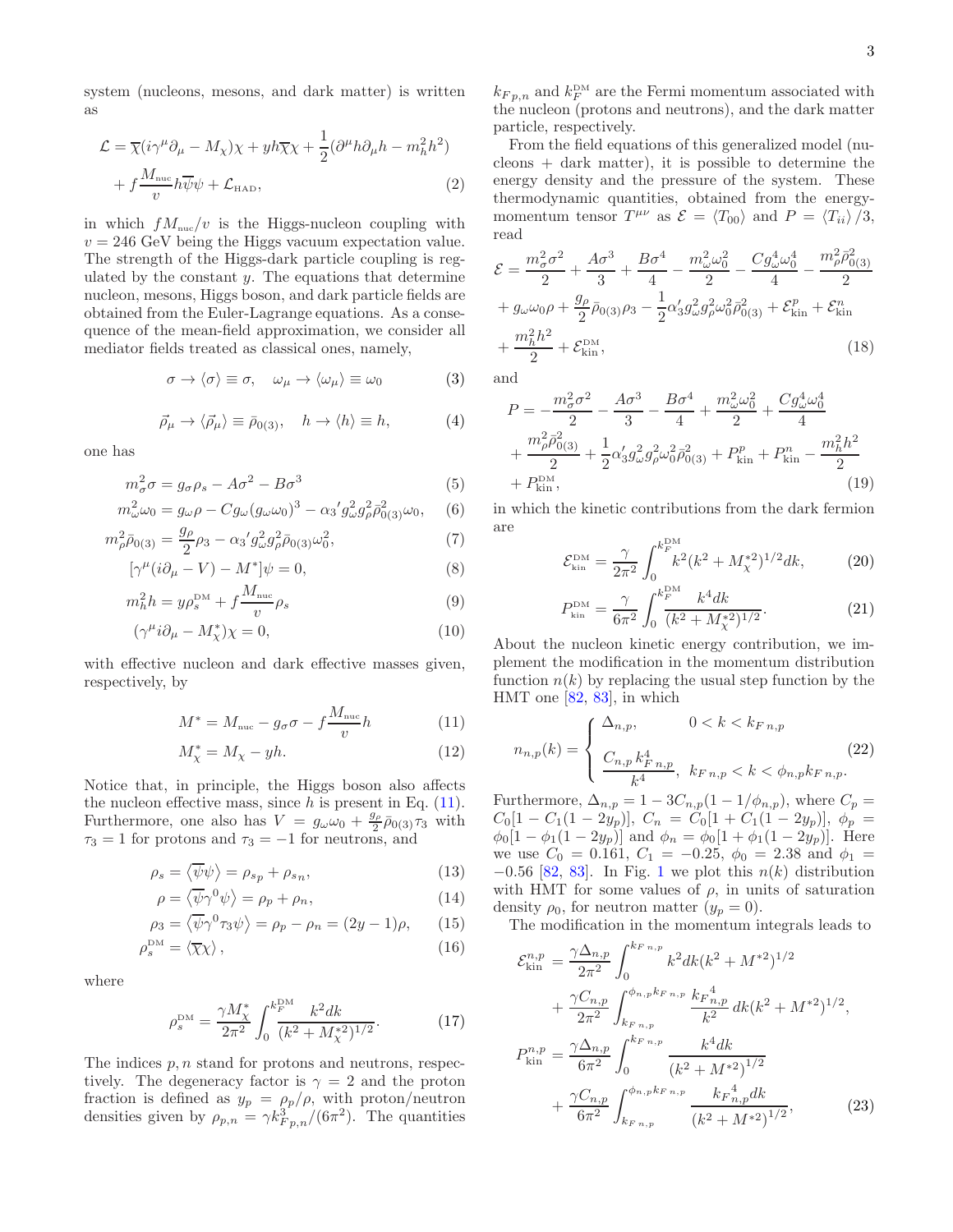system (nucleons, mesons, and dark matter) is written as

$$\mathcal{L} = \overline{\chi}(i\gamma^\mu\partial_\mu - M_\chi)\chi + yh\overline{\chi}\chi + \frac{1}{2}(\partial^\mu h\partial_\mu h - m_h^2 h^2) + f\frac{M_{\text{nuc}}}{v}h\overline{\psi}\psi + \mathcal{L}_{\text{HAD}}, \tag{2}$$

in which $fM_{\text{nuc}}/v$ is the Higgs-nucleon coupling with $v = 246$ GeV being the Higgs vacuum expectation value. The strength of the Higgs-dark particle coupling is regulated by the constant $y$. The equations that determine nucleon, mesons, Higgs boson, and dark particle fields are obtained from the Euler-Lagrange equations. As a consequence of the mean-field approximation, we consider all mediator fields treated as classical ones, namely,

$$\sigma \to \langle\sigma\rangle \equiv \sigma, \quad \omega_\mu \to \langle\omega_\mu\rangle \equiv \omega_0 \tag{3}$$

$$\vec{\rho}_\mu \to \langle\vec{\rho}_\mu\rangle \equiv \bar{\rho}_{0(3)}, \quad h \to \langle h\rangle \equiv h, \tag{4}$$

one has

$$m_\sigma^2\sigma = g_\sigma\rho_s - A\sigma^2 - B\sigma^3 \tag{5}$$

$$m_\omega^2\omega_0 = g_\omega\rho - Cg_\omega(g_\omega\omega_0)^3 - \alpha_3{'}g_\omega^2 g_\rho^2\bar{\rho}_{0(3)}^2\omega_0, \tag{6}$$

$$m_\rho^2\bar{\rho}_{0(3)} = \frac{g_\rho}{2}\rho_3 - \alpha_3{'}g_\omega^2 g_\rho^2\bar{\rho}_{0(3)}\omega_0^2, \tag{7}$$

$$[\gamma^\mu(i\partial_\mu - V) - M^*]\psi = 0, \tag{8}$$

$$m_h^2 h = y\rho_s^{\text{DM}} + f\frac{M_{\text{nuc}}}{v}\rho_s \tag{9}$$

$$(\gamma^\mu i\partial_\mu - M_\chi^*)\chi = 0, \tag{10}$$

with effective nucleon and dark effective masses given, respectively, by

$$M^* = M_{\text{nuc}} - g_\sigma\sigma - f\frac{M_{\text{nuc}}}{v}h \tag{11}$$

$$M_\chi^* = M_\chi - yh. \tag{12}$$

Notice that, in principle, the Higgs boson also affects the nucleon effective mass, since $h$ is present in Eq. (11). Furthermore, one also has $V = g_\omega\omega_0 + \frac{g_\rho}{2}\bar{\rho}_{0(3)}\tau_3$ with $\tau_3 = 1$ for protons and $\tau_3 = -1$ for neutrons, and

$$\rho_s = \langle\overline{\psi}\psi\rangle = \rho_{sp} + \rho_{sn}, \tag{13}$$

$$\rho = \langle\overline{\psi}\gamma^0\psi\rangle = \rho_p + \rho_n, \tag{14}$$

$$\rho_3 = \langle\overline{\psi}\gamma^0\tau_3\psi\rangle = \rho_p - \rho_n = (2y - 1)\rho, \tag{15}$$

$$\rho_s^{\text{DM}} = \langle\overline{\chi}\chi\rangle, \tag{16}$$

where

$$\rho_s^{\text{DM}} = \frac{\gamma M_\chi^*}{2\pi^2}\int_0^{k_F^{\text{DM}}}\frac{k^2 dk}{(k^2 + M_\chi^{*2})^{1/2}}. \tag{17}$$

The indices $p, n$ stand for protons and neutrons, respectively. The degeneracy factor is $\gamma = 2$ and the proton fraction is defined as $y_p = \rho_p/\rho$, with proton/neutron densities given by $\rho_{p,n} = \gamma k_{Fp,n}^3/(6\pi^2)$. The quantities $k_{F p,n}$ and $k_F^{\text{DM}}$ are the Fermi momentum associated with the nucleon (protons and neutrons), and the dark matter particle, respectively.

From the field equations of this generalized model (nucleons + dark matter), it is possible to determine the energy density and the pressure of the system. These thermodynamic quantities, obtained from the energy-momentum tensor $T^{\mu\nu}$ as $\mathcal{E} = \langle T_{00}\rangle$ and $P = \langle T_{ii}\rangle/3$, read

$$\mathcal{E} = \frac{m_\sigma^2\sigma^2}{2} + \frac{A\sigma^3}{3} + \frac{B\sigma^4}{4} - \frac{m_\omega^2\omega_0^2}{2} - \frac{Cg_\omega^4\omega_0^4}{4} - \frac{m_\rho^2\bar{\rho}_{0(3)}^2}{2} + g_\omega\omega_0\rho + \frac{g_\rho}{2}\bar{\rho}_{0(3)}\rho_3 - \frac{1}{2}\alpha'_3 g_\omega^2 g_\rho^2\omega_0^2\bar{\rho}_{0(3)}^2 + \mathcal{E}_{\text{kin}}^p + \mathcal{E}_{\text{kin}}^n + \frac{m_h^2 h^2}{2} + \mathcal{E}_{\text{kin}}^{\text{DM}}, \tag{18}$$

and

$$P = -\frac{m_\sigma^2\sigma^2}{2} - \frac{A\sigma^3}{3} - \frac{B\sigma^4}{4} + \frac{m_\omega^2\omega_0^2}{2} + \frac{Cg_\omega^4\omega_0^4}{4} + \frac{m_\rho^2\bar{\rho}_{0(3)}^2}{2} + \frac{1}{2}\alpha'_3 g_\omega^2 g_\rho^2\omega_0^2\bar{\rho}_{0(3)}^2 + P_{\text{kin}}^p + P_{\text{kin}}^n - \frac{m_h^2 h^2}{2} + P_{\text{kin}}^{\text{DM}}, \tag{19}$$

in which the kinetic contributions from the dark fermion are

$$\mathcal{E}_{\text{kin}}^{\text{DM}} = \frac{\gamma}{2\pi^2}\int_0^{k_F^{\text{DM}}} k^2(k^2 + M_\chi^{*2})^{1/2}dk, \tag{20}$$

$$P_{\text{kin}}^{\text{DM}} = \frac{\gamma}{6\pi^2}\int_0^{k_F^{\text{DM}}}\frac{k^4 dk}{(k^2 + M_\chi^{*2})^{1/2}}. \tag{21}$$

About the nucleon kinetic energy contribution, we implement the modification in the momentum distribution function $n(k)$ by replacing the usual step function by the HMT one [82, 83], in which

$$n_{n,p}(k) = \begin{cases} \Delta_{n,p}, & 0 < k < k_{F\,n,p} \\ \dfrac{C_{n,p}\,k_{F\,n,p}^4}{k^4}, & k_{F\,n,p} < k < \phi_{n,p}k_{F\,n,p}. \end{cases} \tag{22}$$

Furthermore, $\Delta_{n,p} = 1 - 3C_{n,p}(1 - 1/\phi_{n,p})$, where $C_p = C_0[1 - C_1(1 - 2y_p)]$, $C_n = C_0[1 + C_1(1 - 2y_p)]$, $\phi_p = \phi_0[1 - \phi_1(1 - 2y_p)]$ and $\phi_n = \phi_0[1 + \phi_1(1 - 2y_p)]$. Here we use $C_0 = 0.161$, $C_1 = -0.25$, $\phi_0 = 2.38$ and $\phi_1 = -0.56$ [82, 83]. In Fig. 1 we plot this $n(k)$ distribution with HMT for some values of $\rho$, in units of saturation density $\rho_0$, for neutron matter ($y_p = 0$).

The modification in the momentum integrals leads to

$$\mathcal{E}_{\text{kin}}^{n,p} = \frac{\gamma\Delta_{n,p}}{2\pi^2}\int_0^{k_{F\,n,p}} k^2 dk(k^2 + M^{*2})^{1/2} + \frac{\gamma C_{n,p}}{2\pi^2}\int_{k_{F\,n,p}}^{\phi_{n,p}k_{F\,n,p}}\frac{{k_F}_{n,p}^4}{k^2}\,dk(k^2 + M^{*2})^{1/2},$$

$$P_{\text{kin}}^{n,p} = \frac{\gamma\Delta_{n,p}}{6\pi^2}\int_0^{k_{F\,n,p}}\frac{k^4 dk}{(k^2 + M^{*2})^{1/2}} + \frac{\gamma C_{n,p}}{6\pi^2}\int_{k_{F\,n,p}}^{\phi_{n,p}k_{F\,n,p}}\frac{{k_F}_{n,p}^4 dk}{(k^2 + M^{*2})^{1/2}}, \tag{23}$$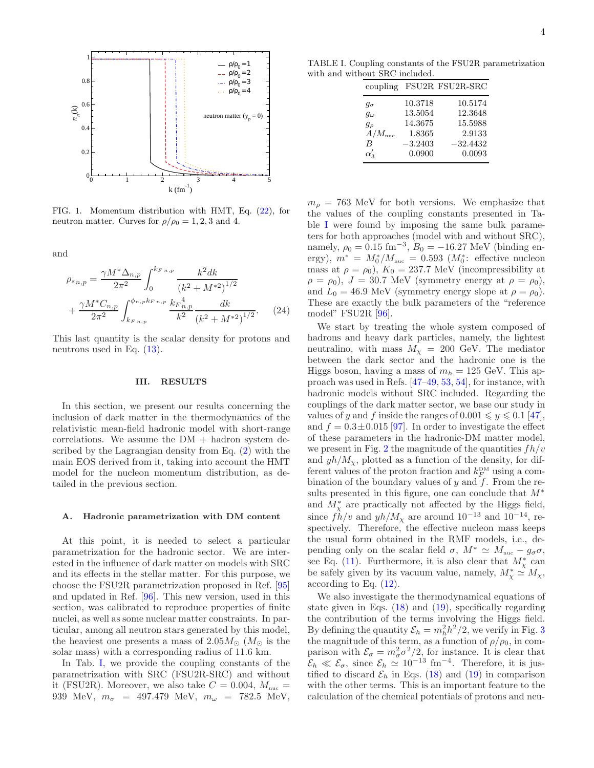FIG. 1. Momentum distribution with HMT, Eq. (22), for neutron matter. Curves for $\rho/\rho_0 = 1, 2, 3$ and 4.

and

$$\rho_{s\,n,p} = \frac{\gamma M^* \Delta_{n,p}}{2\pi^2} \int_0^{k_{F\,n,p}} \frac{k^2 dk}{\left(k^2 + M^{*2}\right)^{1/2}} + \frac{\gamma M^* C_{n,p}}{2\pi^2} \int_{k_{F\,n,p}}^{\phi_{n,p} k_{F\,n,p}} \frac{k_{F\,n,p}^4}{k^2} \frac{dk}{\left(k^2 + M^{*2}\right)^{1/2}}. \quad (24)$$

This last quantity is the scalar density for protons and neutrons used in Eq. (13).

## III. RESULTS

In this section, we present our results concerning the inclusion of dark matter in the thermodynamics of the relativistic mean-field hadronic model with short-range correlations. We assume the DM + hadron system described by the Lagrangian density from Eq. (2) with the main EOS derived from it, taking into account the HMT model for the nucleon momentum distribution, as detailed in the previous section.

### A. Hadronic parametrization with DM content

At this point, it is needed to select a particular parametrization for the hadronic sector. We are interested in the influence of dark matter on models with SRC and its effects in the stellar matter. For this purpose, we choose the FSU2R parametrization proposed in Ref. [95] and updated in Ref. [96]. This new version, used in this section, was calibrated to reproduce properties of finite nuclei, as well as some nuclear matter constraints. In particular, among all neutron stars generated by this model, the heaviest one presents a mass of $2.05M_\odot$ ($M_\odot$ is the solar mass) with a corresponding radius of 11.6 km.

In Tab. I, we provide the coupling constants of the parametrization with SRC (FSU2R-SRC) and without it (FSU2R). Moreover, we also take $C = 0.004$, $M_{\rm nuc} = 939$ MeV, $m_\sigma = 497.479$ MeV, $m_\omega = 782.5$ MeV, $m_\rho = 763$ MeV for both versions. We emphasize that the values of the coupling constants presented in Table I were found by imposing the same bulk parameters for both approaches (model with and without SRC), namely, $\rho_0 = 0.15$ fm$^{-3}$, $B_0 = -16.27$ MeV (binding energy), $m^* = M_0^*/M_{\rm nuc} = 0.593$ ($M_0^*$: effective nucleon mass at $\rho = \rho_0$), $K_0 = 237.7$ MeV (incompressibility at $\rho = \rho_0$), $J = 30.7$ MeV (symmetry energy at $\rho = \rho_0$), and $L_0 = 46.9$ MeV (symmetry energy slope at $\rho = \rho_0$). These are exactly the bulk parameters of the "reference model" FSU2R [96].

TABLE I. Coupling constants of the FSU2R parametrization with and without SRC included.

| coupling | FSU2R | FSU2R-SRC |
|---|---|---|
| $g_\sigma$ | 10.3718 | 10.5174 |
| $g_\omega$ | 13.5054 | 12.3648 |
| $g_\rho$ | 14.3675 | 15.5988 |
| $A/M_{\rm nuc}$ | 1.8365 | 2.9133 |
| $B$ | $-3.2403$ | $-32.4432$ |
| $\alpha_3'$ | 0.0900 | 0.0093 |

We start by treating the whole system composed of hadrons and heavy dark particles, namely, the lightest neutralino, with mass $M_\chi = 200$ GeV. The mediator between the dark sector and the hadronic one is the Higgs boson, having a mass of $m_h = 125$ GeV. This approach was used in Refs. [47–49, 53, 54], for instance, with hadronic models without SRC included. Regarding the couplings of the dark matter sector, we base our study in values of $y$ and $f$ inside the ranges of $0.001 \leqslant y \leqslant 0.1$ [47], and $f = 0.3 \pm 0.015$ [97]. In order to investigate the effect of these parameters in the hadronic-DM matter model, we present in Fig. 2 the magnitude of the quantities $fh/v$ and $yh/M_\chi$, plotted as a function of the density, for different values of the proton fraction and $k_F^{\rm DM}$ using a combination of the boundary values of $y$ and $f$. From the results presented in this figure, one can conclude that $M^*$ and $M_\chi^*$ are practically not affected by the Higgs field, since $fh/v$ and $yh/M_\chi$ are around $10^{-13}$ and $10^{-14}$, respectively. Therefore, the effective nucleon mass keeps the usual form obtained in the RMF models, i.e., depending only on the scalar field $\sigma$, $M^* \simeq M_{\rm nuc} - g_\sigma\sigma$, see Eq. (11). Furthermore, it is also clear that $M_\chi^*$ can be safely given by its vacuum value, namely, $M_\chi^* \simeq M_\chi$, according to Eq. (12).

We also investigate the thermodynamical equations of state given in Eqs. (18) and (19), specifically regarding the contribution of the terms involving the Higgs field. By defining the quantity $\mathcal{E}_h = m_h^2 h^2/2$, we verify in Fig. 3 the magnitude of this term, as a function of $\rho/\rho_0$, in comparison with $\mathcal{E}_\sigma = m_\sigma^2\sigma^2/2$, for instance. It is clear that $\mathcal{E}_h \ll \mathcal{E}_\sigma$, since $\mathcal{E}_h \simeq 10^{-13}$ fm$^{-4}$. Therefore, it is justified to discard $\mathcal{E}_h$ in Eqs. (18) and (19) in comparison with the other terms. This is an important feature to the calculation of the chemical potentials of protons and neu-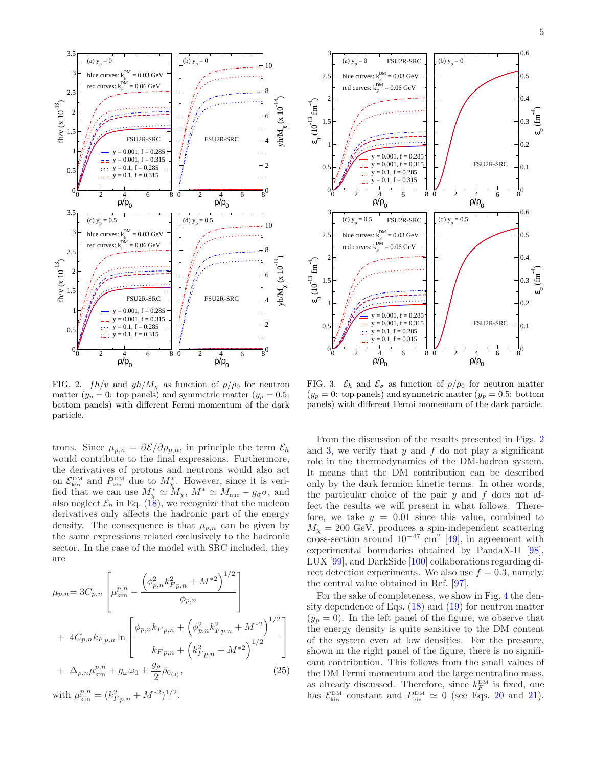FIG. 2. $fh/v$ and $yh/M_\chi$ as function of $\rho/\rho_0$ for neutron matter ($y_p = 0$: top panels) and symmetric matter ($y_p = 0.5$: bottom panels) with different Fermi momentum of the dark particle.

FIG. 3. $\mathcal{E}_h$ and $\mathcal{E}_\sigma$ as function of $\rho/\rho_0$ for neutron matter ($y_p = 0$: top panels) and symmetric matter ($y_p = 0.5$: bottom panels) with different Fermi momentum of the dark particle.

trons. Since $\mu_{p,n} = \partial\mathcal{E}/\partial\rho_{p,n}$, in principle the term $\mathcal{E}_h$ would contribute to the final expressions. Furthermore, the derivatives of protons and neutrons would also act on $\mathcal{E}_{\rm kin}^{\rm DM}$ and $P_{\rm kin}^{\rm DM}$ due to $M_\chi^*$. However, since it is verified that we can use $M_\chi^* \simeq M_\chi$, $M^* \simeq M_{\rm nuc} - g_\sigma\sigma$, and also neglect $\mathcal{E}_h$ in Eq. (18), we recognize that the nucleon derivatives only affects the hadronic part of the energy density. The consequence is that $\mu_{p,n}$ can be given by the same expressions related exclusively to the hadronic sector. In the case of the model with SRC included, they are

$$
\begin{aligned}
\mu_{p,n} &= 3C_{p,n}\left[\mu_{\rm kin}^{p,n} - \frac{\left(\phi_{p,n}^2 k_{F\,p,n}^2 + M^{*2}\right)^{1/2}}{\phi_{p,n}}\right] \\
&+ 4C_{p,n}k_{F\,p,n}\ln\left[\frac{\phi_{p,n}k_{F\,p,n} + \left(\phi_{p,n}^2 k_{F\,p,n}^2 + M^{*2}\right)^{1/2}}{k_{F\,p,n} + \left(k_{F\,p,n}^2 + M^{*2}\right)^{1/2}}\right] \\
&+ \Delta_{p,n}\mu_{\rm kin}^{p,n} + g_\omega\omega_0 \pm \frac{g_\rho}{2}\bar{\rho}_{0_{(3)}},
\end{aligned}
\qquad (25)
$$

with $\mu_{\rm kin}^{p,n} = (k_{F\,p,n}^2 + M^{*2})^{1/2}$.

From the discussion of the results presented in Figs. 2 and 3, we verify that $y$ and $f$ do not play a significant role in the thermodynamics of the DM-hadron system. It means that the DM contribution can be described only by the dark fermion kinetic terms. In other words, the particular choice of the pair $y$ and $f$ does not affect the results we will present in what follows. Therefore, we take $y = 0.01$ since this value, combined to $M_\chi = 200$ GeV, produces a spin-independent scattering cross-section around $10^{-47}$ cm$^2$ [49], in agreement with experimental boundaries obtained by PandaX-II [98], LUX [99], and DarkSide [100] collaborations regarding direct detection experiments. We also use $f = 0.3$, namely, the central value obtained in Ref. [97].

For the sake of completeness, we show in Fig. 4 the density dependence of Eqs. (18) and (19) for neutron matter ($y_p = 0$). In the left panel of the figure, we observe that the energy density is quite sensitive to the DM content of the system even at low densities. For the pressure, shown in the right panel of the figure, there is no significant contribution. This follows from the small values of the DM Fermi momentum and the large neutralino mass, as already discussed. Therefore, since $k_F^{\rm DM}$ is fixed, one has $\mathcal{E}_{\rm kin}^{\rm DM}$ constant and $P_{\rm kin}^{\rm DM} \simeq 0$ (see Eqs. 20 and 21).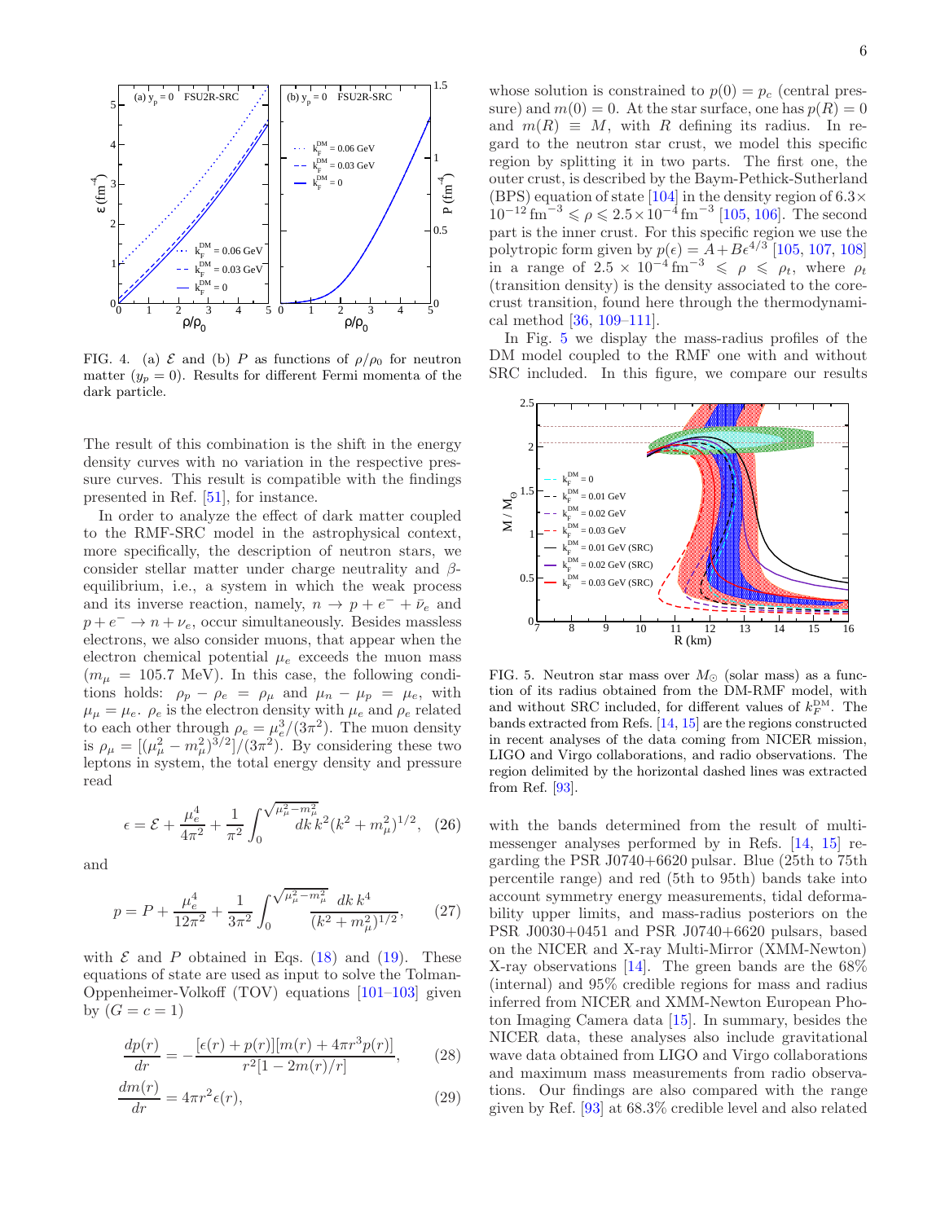FIG. 4. (a) $\mathcal{E}$ and (b) $P$ as functions of $\rho/\rho_0$ for neutron matter ($y_p = 0$). Results for different Fermi momenta of the dark particle.

The result of this combination is the shift in the energy density curves with no variation in the respective pressure curves. This result is compatible with the findings presented in Ref. [51], for instance.

In order to analyze the effect of dark matter coupled to the RMF-SRC model in the astrophysical context, more specifically, the description of neutron stars, we consider stellar matter under charge neutrality and $\beta$-equilibrium, i.e., a system in which the weak process and its inverse reaction, namely, $n \to p + e^- + \bar{\nu}_e$ and $p + e^- \to n + \nu_e$, occur simultaneously. Besides massless electrons, we also consider muons, that appear when the electron chemical potential $\mu_e$ exceeds the muon mass ($m_\mu = 105.7$ MeV). In this case, the following conditions holds: $\rho_p - \rho_e = \rho_\mu$ and $\mu_n - \mu_p = \mu_e$, with $\mu_\mu = \mu_e$. $\rho_e$ is the electron density with $\mu_e$ and $\rho_e$ related to each other through $\rho_e = \mu_e^3/(3\pi^2)$. The muon density is $\rho_\mu = [(\mu_\mu^2 - m_\mu^2)^{3/2}]/(3\pi^2)$. By considering these two leptons in system, the total energy density and pressure read

$$\epsilon = \mathcal{E} + \frac{\mu_e^4}{4\pi^2} + \frac{1}{\pi^2}\int_0^{\sqrt{\mu_\mu^2 - m_\mu^2}} dk\, k^2 (k^2 + m_\mu^2)^{1/2}, \quad (26)$$

and

$$p = P + \frac{\mu_e^4}{12\pi^2} + \frac{1}{3\pi^2}\int_0^{\sqrt{\mu_\mu^2 - m_\mu^2}} \frac{dk\, k^4}{(k^2 + m_\mu^2)^{1/2}}, \quad (27)$$

with $\mathcal{E}$ and $P$ obtained in Eqs. (18) and (19). These equations of state are used as input to solve the Tolman-Oppenheimer-Volkoff (TOV) equations [101–103] given by ($G = c = 1$)

$$\frac{dp(r)}{dr} = -\frac{[\epsilon(r) + p(r)][m(r) + 4\pi r^3 p(r)]}{r^2[1 - 2m(r)/r]}, \quad (28)$$

$$\frac{dm(r)}{dr} = 4\pi r^2 \epsilon(r), \quad (29)$$

whose solution is constrained to $p(0) = p_c$ (central pressure) and $m(0) = 0$. At the star surface, one has $p(R) = 0$ and $m(R) \equiv M$, with $R$ defining its radius. In regard to the neutron star crust, we model this specific region by splitting it in two parts. The first one, the outer crust, is described by the Baym-Pethick-Sutherland (BPS) equation of state [104] in the density region of $6.3 \times 10^{-12}\,\mathrm{fm}^{-3} \leqslant \rho \leqslant 2.5 \times 10^{-4}\,\mathrm{fm}^{-3}$ [105, 106]. The second part is the inner crust. For this specific region we use the polytropic form given by $p(\epsilon) = A + B\epsilon^{4/3}$ [105, 107, 108] in a range of $2.5 \times 10^{-4}\,\mathrm{fm}^{-3} \leqslant \rho \leqslant \rho_t$, where $\rho_t$ (transition density) is the density associated to the core-crust transition, found here through the thermodynamical method [36, 109–111].

In Fig. 5 we display the mass-radius profiles of the DM model coupled to the RMF one with and without SRC included. In this figure, we compare our results with the bands determined from the result of multi-messenger analyses performed by in Refs. [14, 15] regarding the PSR J0740+6620 pulsar. Blue (25th to 75th percentile range) and red (5th to 95th) bands take into account symmetry energy measurements, tidal deformability upper limits, and mass-radius posteriors on the PSR J0030+0451 and PSR J0740+6620 pulsars, based on the NICER and X-ray Multi-Mirror (XMM-Newton) X-ray observations [14]. The green bands are the 68% (internal) and 95% credible regions for mass and radius inferred from NICER and XMM-Newton European Photon Imaging Camera data [15]. In summary, besides the NICER data, these analyses also include gravitational wave data obtained from LIGO and Virgo collaborations and maximum mass measurements from radio observations. Our findings are also compared with the range given by Ref. [93] at 68.3% credible level and also related

FIG. 5. Neutron star mass over $M_\odot$ (solar mass) as a function of its radius obtained from the DM-RMF model, with and without SRC included, for different values of $k_F^{\mathrm{DM}}$. The bands extracted from Refs. [14, 15] are the regions constructed in recent analyses of the data coming from NICER mission, LIGO and Virgo collaborations, and radio observations. The region delimited by the horizontal dashed lines was extracted from Ref. [93].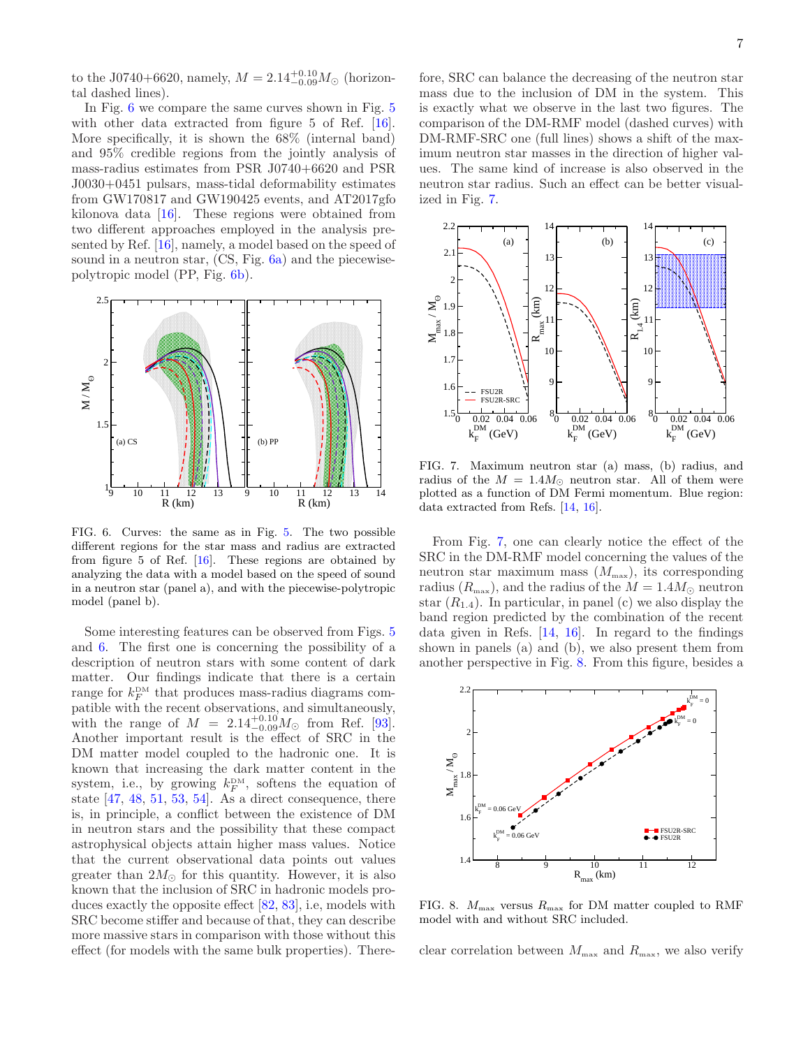to the J0740+6620, namely, $M = 2.14^{+0.10}_{-0.09} M_\odot$ (horizontal dashed lines).

In Fig. 6 we compare the same curves shown in Fig. 5 with other data extracted from figure 5 of Ref. [16]. More specifically, it is shown the 68% (internal band) and 95% credible regions from the jointly analysis of mass-radius estimates from PSR J0740+6620 and PSR J0030+0451 pulsars, mass-tidal deformability estimates from GW170817 and GW190425 events, and AT2017gfo kilonova data [16]. These regions were obtained from two different approaches employed in the analysis presented by Ref. [16], namely, a model based on the speed of sound in a neutron star, (CS, Fig. 6a) and the piecewise-polytropic model (PP, Fig. 6b).

FIG. 6. Curves: the same as in Fig. 5. The two possible different regions for the star mass and radius are extracted from figure 5 of Ref. [16]. These regions are obtained by analyzing the data with a model based on the speed of sound in a neutron star (panel a), and with the piecewise-polytropic model (panel b).

Some interesting features can be observed from Figs. 5 and 6. The first one is concerning the possibility of a description of neutron stars with some content of dark matter. Our findings indicate that there is a certain range for $k_F^{\rm DM}$ that produces mass-radius diagrams compatible with the recent observations, and simultaneously, with the range of $M = 2.14^{+0.10}_{-0.09} M_\odot$ from Ref. [93]. Another important result is the effect of SRC in the DM matter model coupled to the hadronic one. It is known that increasing the dark matter content in the system, i.e., by growing $k_F^{\rm DM}$, softens the equation of state [47, 48, 51, 53, 54]. As a direct consequence, there is, in principle, a conflict between the existence of DM in neutron stars and the possibility that these compact astrophysical objects attain higher mass values. Notice that the current observational data points out values greater than $2M_\odot$ for this quantity. However, it is also known that the inclusion of SRC in hadronic models produces exactly the opposite effect [82, 83], i.e, models with SRC become stiffer and because of that, they can describe more massive stars in comparison with those without this effect (for models with the same bulk properties). Therefore, SRC can balance the decreasing of the neutron star mass due to the inclusion of DM in the system. This is exactly what we observe in the last two figures. The comparison of the DM-RMF model (dashed curves) with DM-RMF-SRC one (full lines) shows a shift of the maximum neutron star masses in the direction of higher values. The same kind of increase is also observed in the neutron star radius. Such an effect can be better visualized in Fig. 7.

FIG. 7. Maximum neutron star (a) mass, (b) radius, and radius of the $M = 1.4M_\odot$ neutron star. All of them were plotted as a function of DM Fermi momentum. Blue region: data extracted from Refs. [14, 16].

From Fig. 7, one can clearly notice the effect of the SRC in the DM-RMF model concerning the values of the neutron star maximum mass ($M_{\rm max}$), its corresponding radius ($R_{\rm max}$), and the radius of the $M = 1.4M_\odot$ neutron star ($R_{1.4}$). In particular, in panel (c) we also display the band region predicted by the combination of the recent data given in Refs. [14, 16]. In regard to the findings shown in panels (a) and (b), we also present them from another perspective in Fig. 8. From this figure, besides a clear correlation between $M_{\rm max}$ and $R_{\rm max}$, we also verify

FIG. 8. $M_{\rm max}$ versus $R_{\rm max}$ for DM matter coupled to RMF model with and without SRC included.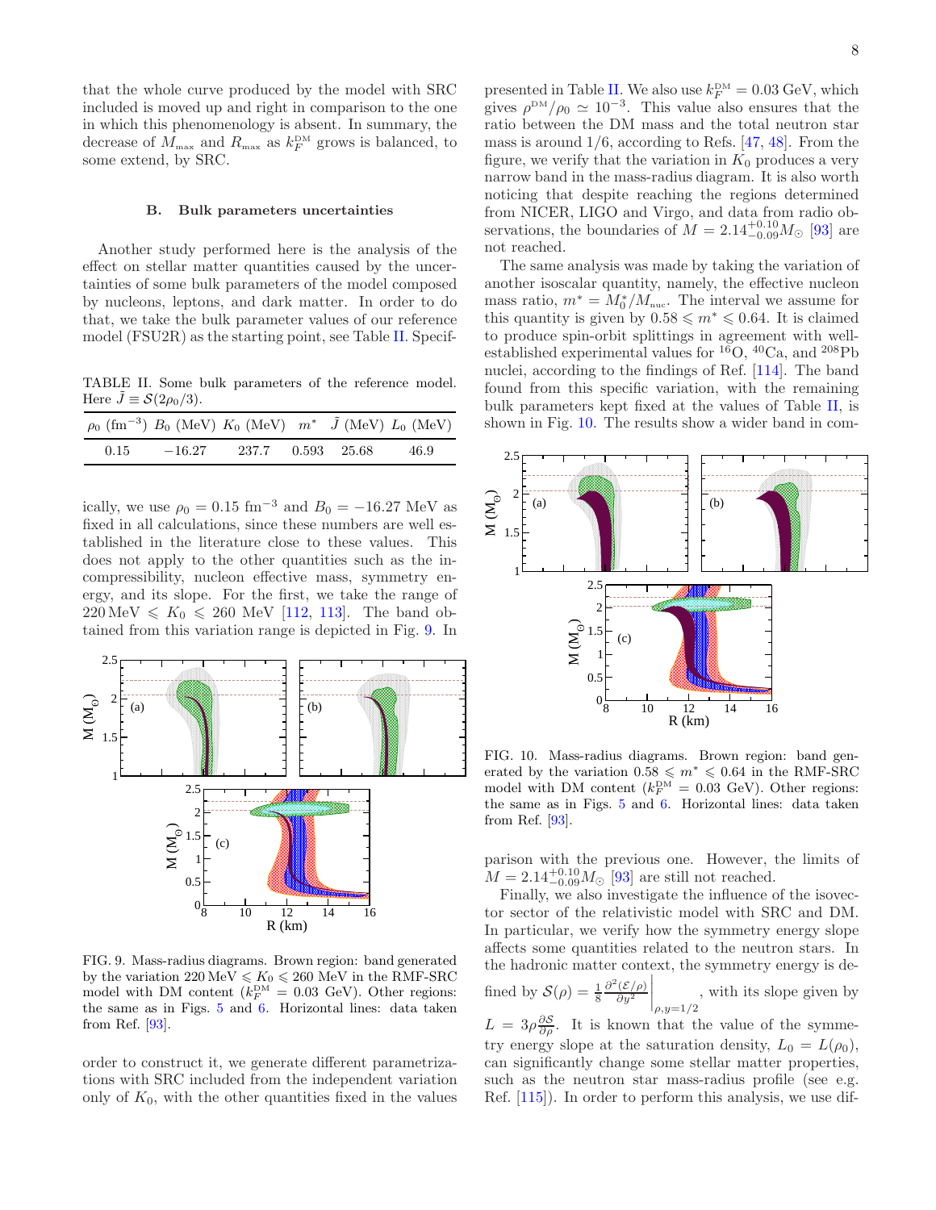that the whole curve produced by the model with SRC included is moved up and right in comparison to the one in which this phenomenology is absent. In summary, the decrease of $M_{\max}$ and $R_{\max}$ as $k_F^{\rm DM}$ grows is balanced, to some extend, by SRC.

### B. Bulk parameters uncertainties

Another study performed here is the analysis of the effect on stellar matter quantities caused by the uncertainties of some bulk parameters of the model composed by nucleons, leptons, and dark matter. In order to do that, we take the bulk parameter values of our reference model (FSU2R) as the starting point, see Table II. Specifically, we use $\rho_0 = 0.15$ fm$^{-3}$ and $B_0 = -16.27$ MeV as fixed in all calculations, since these numbers are well established in the literature close to these values. This does not apply to the other quantities such as the incompressibility, nucleon effective mass, symmetry energy, and its slope. For the first, we take the range of $220\,\mathrm{MeV} \leqslant K_0 \leqslant 260$ MeV [112, 113]. The band obtained from this variation range is depicted in Fig. 9. In order to construct it, we generate different parametrizations with SRC included from the independent variation only of $K_0$, with the other quantities fixed in the values presented in Table II. We also use $k_F^{\rm DM} = 0.03$ GeV, which gives $\rho^{\rm DM}/\rho_0 \simeq 10^{-3}$. This value also ensures that the ratio between the DM mass and the total neutron star mass is around 1/6, according to Refs. [47, 48]. From the figure, we verify that the variation in $K_0$ produces a very narrow band in the mass-radius diagram. It is also worth noticing that despite reaching the regions determined from NICER, LIGO and Virgo, and data from radio observations, the boundaries of $M = 2.14^{+0.10}_{-0.09} M_\odot$ [93] are not reached.

TABLE II. Some bulk parameters of the reference model. Here $\tilde{J} \equiv \mathcal{S}(2\rho_0/3)$.

| $\rho_0$ (fm$^{-3}$) | $B_0$ (MeV) | $K_0$ (MeV) | $m^*$ | $\tilde{J}$ (MeV) | $L_0$ (MeV) |
|---|---|---|---|---|---|
| 0.15 | $-16.27$ | 237.7 | 0.593 | 25.68 | 46.9 |

FIG. 9. Mass-radius diagrams. Brown region: band generated by the variation $220\,\mathrm{MeV} \leqslant K_0 \leqslant 260$ MeV in the RMF-SRC model with DM content ($k_F^{\rm DM} = 0.03$ GeV). Other regions: the same as in Figs. 5 and 6. Horizontal lines: data taken from Ref. [93].

The same analysis was made by taking the variation of another isoscalar quantity, namely, the effective nucleon mass ratio, $m^* = M_0^*/M_{\rm nuc}$. The interval we assume for this quantity is given by $0.58 \leqslant m^* \leqslant 0.64$. It is claimed to produce spin-orbit splittings in agreement with well-established experimental values for $^{16}$O, $^{40}$Ca, and $^{208}$Pb nuclei, according to the findings of Ref. [114]. The band found from this specific variation, with the remaining bulk parameters kept fixed at the values of Table II, is shown in Fig. 10. The results show a wider band in comparison with the previous one. However, the limits of $M = 2.14^{+0.10}_{-0.09} M_\odot$ [93] are still not reached.

FIG. 10. Mass-radius diagrams. Brown region: band generated by the variation $0.58 \leqslant m^* \leqslant 0.64$ in the RMF-SRC model with DM content ($k_F^{\rm DM} = 0.03$ GeV). Other regions: the same as in Figs. 5 and 6. Horizontal lines: data taken from Ref. [93].

Finally, we also investigate the influence of the isovector sector of the relativistic model with SRC and DM. In particular, we verify how the symmetry energy slope affects some quantities related to the neutron stars. In the hadronic matter context, the symmetry energy is defined by $\mathcal{S}(\rho) = \frac{1}{8}\frac{\partial^2(\mathcal{E}/\rho)}{\partial y^2}\Big|_{\rho, y=1/2}$, with its slope given by $L = 3\rho\frac{\partial \mathcal{S}}{\partial \rho}$. It is known that the value of the symmetry energy slope at the saturation density, $L_0 = L(\rho_0)$, can significantly change some stellar matter properties, such as the neutron star mass-radius profile (see e.g. Ref. [115]). In order to perform this analysis, we use dif-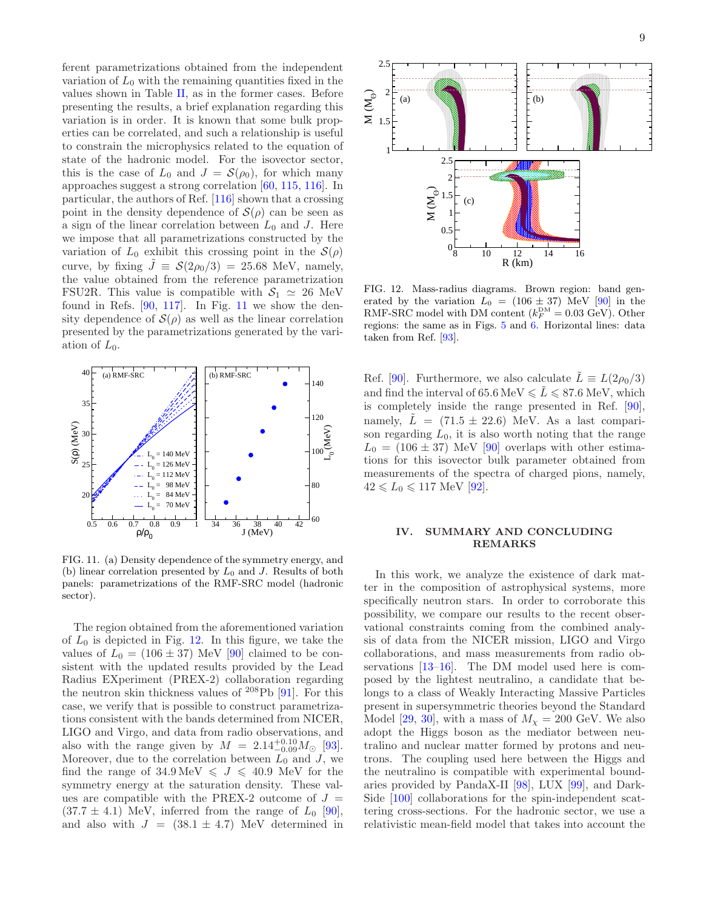ferent parametrizations obtained from the independent variation of $L_0$ with the remaining quantities fixed in the values shown in Table II, as in the former cases. Before presenting the results, a brief explanation regarding this variation is in order. It is known that some bulk properties can be correlated, and such a relationship is useful to constrain the microphysics related to the equation of state of the hadronic model. For the isovector sector, this is the case of $L_0$ and $J = \mathcal{S}(\rho_0)$, for which many approaches suggest a strong correlation [60, 115, 116]. In particular, the authors of Ref. [116] shown that a crossing point in the density dependence of $\mathcal{S}(\rho)$ can be seen as a sign of the linear correlation between $L_0$ and $J$. Here we impose that all parametrizations constructed by the variation of $L_0$ exhibit this crossing point in the $\mathcal{S}(\rho)$ curve, by fixing $\tilde{J} \equiv \mathcal{S}(2\rho_0/3) = 25.68$ MeV, namely, the value obtained from the reference parametrization FSU2R. This value is compatible with $\mathcal{S}_1 \simeq 26$ MeV found in Refs. [90, 117]. In Fig. 11 we show the density dependence of $\mathcal{S}(\rho)$ as well as the linear correlation presented by the parametrizations generated by the variation of $L_0$.

FIG. 11. (a) Density dependence of the symmetry energy, and (b) linear correlation presented by $L_0$ and $J$. Results of both panels: parametrizations of the RMF-SRC model (hadronic sector).

The region obtained from the aforementioned variation of $L_0$ is depicted in Fig. 12. In this figure, we take the values of $L_0 = (106 \pm 37)$ MeV [90] claimed to be consistent with the updated results provided by the Lead Radius EXperiment (PREX-2) collaboration regarding the neutron skin thickness values of $^{208}$Pb [91]. For this case, we verify that is possible to construct parametrizations consistent with the bands determined from NICER, LIGO and Virgo, and data from radio observations, and also with the range given by $M = 2.14^{+0.10}_{-0.09} M_\odot$ [93]. Moreover, due to the correlation between $L_0$ and $J$, we find the range of $34.9\,\mathrm{MeV} \leqslant J \leqslant 40.9$ MeV for the symmetry energy at the saturation density. These values are compatible with the PREX-2 outcome of $J = (37.7 \pm 4.1)$ MeV, inferred from the range of $L_0$ [90], and also with $J = (38.1 \pm 4.7)$ MeV determined in Ref. [90]. Furthermore, we also calculate $\tilde{L} \equiv L(2\rho_0/3)$ and find the interval of $65.6\,\mathrm{MeV} \leqslant \tilde{L} \leqslant 87.6$ MeV, which is completely inside the range presented in Ref. [90], namely, $\tilde{L} = (71.5 \pm 22.6)$ MeV. As a last comparison regarding $L_0$, it is also worth noting that the range $L_0 = (106 \pm 37)$ MeV [90] overlaps with other estimations for this isovector bulk parameter obtained from measurements of the spectra of charged pions, namely, $42 \leqslant L_0 \leqslant 117$ MeV [92].

FIG. 12. Mass-radius diagrams. Brown region: band generated by the variation $L_0 = (106 \pm 37)$ MeV [90] in the RMF-SRC model with DM content ($k_F^{\mathrm{DM}} = 0.03$ GeV). Other regions: the same as in Figs. 5 and 6. Horizontal lines: data taken from Ref. [93].

## IV. SUMMARY AND CONCLUDING REMARKS

In this work, we analyze the existence of dark matter in the composition of astrophysical systems, more specifically neutron stars. In order to corroborate this possibility, we compare our results to the recent observational constraints coming from the combined analysis of data from the NICER mission, LIGO and Virgo collaborations, and mass measurements from radio observations [13–16]. The DM model used here is composed by the lightest neutralino, a candidate that belongs to a class of Weakly Interacting Massive Particles present in supersymmetric theories beyond the Standard Model [29, 30], with a mass of $M_\chi = 200$ GeV. We also adopt the Higgs boson as the mediator between neutralino and nuclear matter formed by protons and neutrons. The coupling used here between the Higgs and the neutralino is compatible with experimental boundaries provided by PandaX-II [98], LUX [99], and DarkSide [100] collaborations for the spin-independent scattering cross-sections. For the hadronic sector, we use a relativistic mean-field model that takes into account the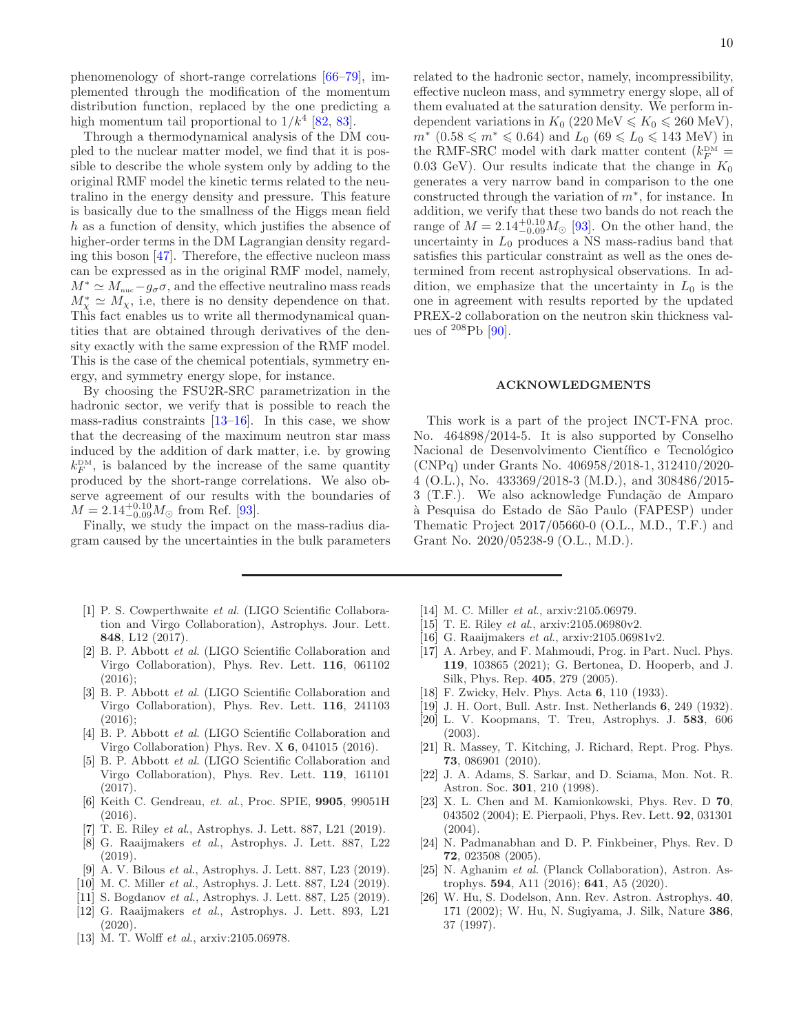phenomenology of short-range correlations [66–79], implemented through the modification of the momentum distribution function, replaced by the one predicting a high momentum tail proportional to $1/k^4$ [82, 83].

Through a thermodynamical analysis of the DM coupled to the nuclear matter model, we find that it is possible to describe the whole system only by adding to the original RMF model the kinetic terms related to the neutralino in the energy density and pressure. This feature is basically due to the smallness of the Higgs mean field $h$ as a function of density, which justifies the absence of higher-order terms in the DM Lagrangian density regarding this boson [47]. Therefore, the effective nucleon mass can be expressed as in the original RMF model, namely, $M^* \simeq M_{\rm nuc} - g_\sigma\sigma$, and the effective neutralino mass reads $M^*_\chi \simeq M_\chi$, i.e, there is no density dependence on that. This fact enables us to write all thermodynamical quantities that are obtained through derivatives of the density exactly with the same expression of the RMF model. This is the case of the chemical potentials, symmetry energy, and symmetry energy slope, for instance.

By choosing the FSU2R-SRC parametrization in the hadronic sector, we verify that is possible to reach the mass-radius constraints [13–16]. In this case, we show that the decreasing of the maximum neutron star mass induced by the addition of dark matter, i.e. by growing $k_F^{\rm DM}$, is balanced by the increase of the same quantity produced by the short-range correlations. We also observe agreement of our results with the boundaries of $M = 2.14^{+0.10}_{-0.09}M_\odot$ from Ref. [93].

Finally, we study the impact on the mass-radius diagram caused by the uncertainties in the bulk parameters related to the hadronic sector, namely, incompressibility, effective nucleon mass, and symmetry energy slope, all of them evaluated at the saturation density. We perform independent variations in $K_0$ ($220\,\text{MeV} \leqslant K_0 \leqslant 260$ MeV), $m^*$ ($0.58 \leqslant m^* \leqslant 0.64$) and $L_0$ ($69 \leqslant L_0 \leqslant 143$ MeV) in the RMF-SRC model with dark matter content ($k_F^{\rm DM} = 0.03$ GeV). Our results indicate that the change in $K_0$ generates a very narrow band in comparison to the one constructed through the variation of $m^*$, for instance. In addition, we verify that these two bands do not reach the range of $M = 2.14^{+0.10}_{-0.09}M_\odot$ [93]. On the other hand, the uncertainty in $L_0$ produces a NS mass-radius band that satisfies this particular constraint as well as the ones determined from recent astrophysical observations. In addition, we emphasize that the uncertainty in $L_0$ is the one in agreement with results reported by the updated PREX-2 collaboration on the neutron skin thickness values of $^{208}$Pb [90].

## ACKNOWLEDGMENTS

This work is a part of the project INCT-FNA proc. No. 464898/2014-5. It is also supported by Conselho Nacional de Desenvolvimento Científico e Tecnológico (CNPq) under Grants No. 406958/2018-1, 312410/2020-4 (O.L.), No. 433369/2018-3 (M.D.), and 308486/2015-3 (T.F.). We also acknowledge Fundação de Amparo à Pesquisa do Estado de São Paulo (FAPESP) under Thematic Project 2017/05660-0 (O.L., M.D., T.F.) and Grant No. 2020/05238-9 (O.L., M.D.).

---

[1] P. S. Cowperthwaite *et al.* (LIGO Scientific Collaboration and Virgo Collaboration), Astrophys. Jour. Lett. **848**, L12 (2017).

[2] B. P. Abbott *et al.* (LIGO Scientific Collaboration and Virgo Collaboration), Phys. Rev. Lett. **116**, 061102 (2016);

[3] B. P. Abbott *et al.* (LIGO Scientific Collaboration and Virgo Collaboration), Phys. Rev. Lett. **116**, 241103 (2016);

[4] B. P. Abbott *et al.* (LIGO Scientific Collaboration and Virgo Collaboration) Phys. Rev. X **6**, 041015 (2016).

[5] B. P. Abbott *et al.* (LIGO Scientific Collaboration and Virgo Collaboration), Phys. Rev. Lett. **119**, 161101 (2017).

[6] Keith C. Gendreau, *et. al.*, Proc. SPIE, **9905**, 99051H (2016).

[7] T. E. Riley *et al.*, Astrophys. J. Lett. 887, L21 (2019).

[8] G. Raaijmakers *et al.*, Astrophys. J. Lett. 887, L22 (2019).

[9] A. V. Bilous *et al.*, Astrophys. J. Lett. 887, L23 (2019).

[10] M. C. Miller *et al.*, Astrophys. J. Lett. 887, L24 (2019).

[11] S. Bogdanov *et al.*, Astrophys. J. Lett. 887, L25 (2019).

[12] G. Raaijmakers *et al.*, Astrophys. J. Lett. 893, L21 (2020).

[13] M. T. Wolff *et al.*, arxiv:2105.06978.

[14] M. C. Miller *et al.*, arxiv:2105.06979.

[15] T. E. Riley *et al.*, arxiv:2105.06980v2.

[16] G. Raaijmakers *et al.*, arxiv:2105.06981v2.

[17] A. Arbey, and F. Mahmoudi, Prog. in Part. Nucl. Phys. **119**, 103865 (2021); G. Bertonea, D. Hooperb, and J. Silk, Phys. Rep. **405**, 279 (2005).

[18] F. Zwicky, Helv. Phys. Acta **6**, 110 (1933).

[19] J. H. Oort, Bull. Astr. Inst. Netherlands **6**, 249 (1932).

[20] L. V. Koopmans, T. Treu, Astrophys. J. **583**, 606 (2003).

[21] R. Massey, T. Kitching, J. Richard, Rept. Prog. Phys. **73**, 086901 (2010).

[22] J. A. Adams, S. Sarkar, and D. Sciama, Mon. Not. R. Astron. Soc. **301**, 210 (1998).

[23] X. L. Chen and M. Kamionkowski, Phys. Rev. D **70**, 043502 (2004); E. Pierpaoli, Phys. Rev. Lett. **92**, 031301 (2004).

[24] N. Padmanabhan and D. P. Finkbeiner, Phys. Rev. D **72**, 023508 (2005).

[25] N. Aghanim *et al.* (Planck Collaboration), Astron. Astrophys. **594**, A11 (2016); **641**, A5 (2020).

[26] W. Hu, S. Dodelson, Ann. Rev. Astron. Astrophys. **40**, 171 (2002); W. Hu, N. Sugiyama, J. Silk, Nature **386**, 37 (1997).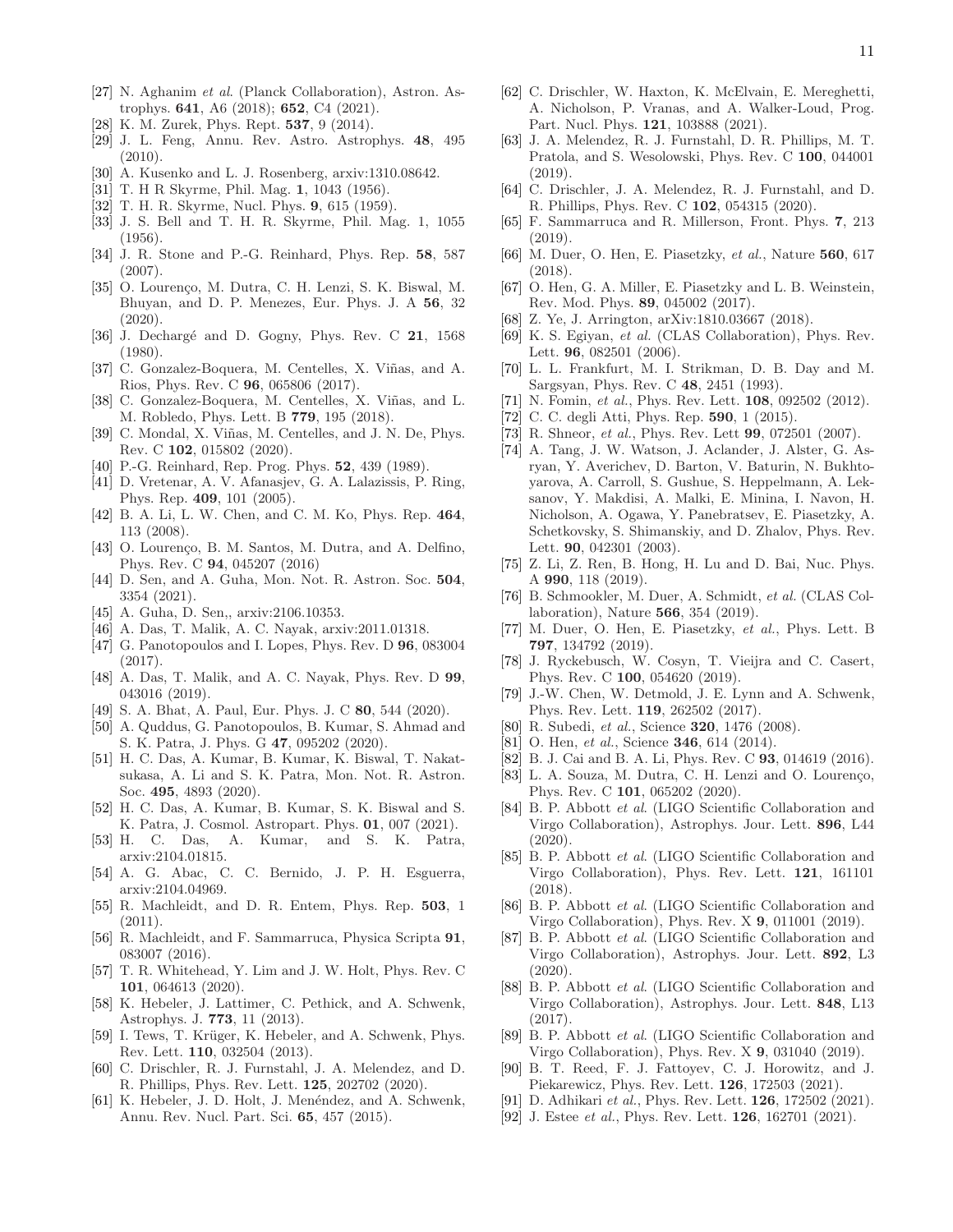[27] N. Aghanim *et al.* (Planck Collaboration), Astron. Astrophys. **641**, A6 (2018); **652**, C4 (2021).

[28] K. M. Zurek, Phys. Rept. **537**, 9 (2014).

[29] J. L. Feng, Annu. Rev. Astro. Astrophys. **48**, 495 (2010).

[30] A. Kusenko and L. J. Rosenberg, arxiv:1310.08642.

[31] T. H R Skyrme, Phil. Mag. **1**, 1043 (1956).

[32] T. H. R. Skyrme, Nucl. Phys. **9**, 615 (1959).

[33] J. S. Bell and T. H. R. Skyrme, Phil. Mag. 1, 1055 (1956).

[34] J. R. Stone and P.-G. Reinhard, Phys. Rep. **58**, 587 (2007).

[35] O. Lourenço, M. Dutra, C. H. Lenzi, S. K. Biswal, M. Bhuyan, and D. P. Menezes, Eur. Phys. J. A **56**, 32 (2020).

[36] J. Dechargé and D. Gogny, Phys. Rev. C **21**, 1568 (1980).

[37] C. Gonzalez-Boquera, M. Centelles, X. Viñas, and A. Rios, Phys. Rev. C **96**, 065806 (2017).

[38] C. Gonzalez-Boquera, M. Centelles, X. Viñas, and L. M. Robledo, Phys. Lett. B **779**, 195 (2018).

[39] C. Mondal, X. Viñas, M. Centelles, and J. N. De, Phys. Rev. C **102**, 015802 (2020).

[40] P.-G. Reinhard, Rep. Prog. Phys. **52**, 439 (1989).

[41] D. Vretenar, A. V. Afanasjev, G. A. Lalazissis, P. Ring, Phys. Rep. **409**, 101 (2005).

[42] B. A. Li, L. W. Chen, and C. M. Ko, Phys. Rep. **464**, 113 (2008).

[43] O. Lourenço, B. M. Santos, M. Dutra, and A. Delfino, Phys. Rev. C **94**, 045207 (2016)

[44] D. Sen, and A. Guha, Mon. Not. R. Astron. Soc. **504**, 3354 (2021).

[45] A. Guha, D. Sen,, arxiv:2106.10353.

[46] A. Das, T. Malik, A. C. Nayak, arxiv:2011.01318.

[47] G. Panotopoulos and I. Lopes, Phys. Rev. D **96**, 083004 (2017).

[48] A. Das, T. Malik, and A. C. Nayak, Phys. Rev. D **99**, 043016 (2019).

[49] S. A. Bhat, A. Paul, Eur. Phys. J. C **80**, 544 (2020).

[50] A. Quddus, G. Panotopoulos, B. Kumar, S. Ahmad and S. K. Patra, J. Phys. G **47**, 095202 (2020).

[51] H. C. Das, A. Kumar, B. Kumar, K. Biswal, T. Nakatsukasa, A. Li and S. K. Patra, Mon. Not. R. Astron. Soc. **495**, 4893 (2020).

[52] H. C. Das, A. Kumar, B. Kumar, S. K. Biswal and S. K. Patra, J. Cosmol. Astropart. Phys. **01**, 007 (2021).

[53] H. C. Das, A. Kumar, and S. K. Patra, arxiv:2104.01815.

[54] A. G. Abac, C. C. Bernido, J. P. H. Esguerra, arxiv:2104.04969.

[55] R. Machleidt, and D. R. Entem, Phys. Rep. **503**, 1 (2011).

[56] R. Machleidt, and F. Sammarruca, Physica Scripta **91**, 083007 (2016).

[57] T. R. Whitehead, Y. Lim and J. W. Holt, Phys. Rev. C **101**, 064613 (2020).

[58] K. Hebeler, J. Lattimer, C. Pethick, and A. Schwenk, Astrophys. J. **773**, 11 (2013).

[59] I. Tews, T. Krüger, K. Hebeler, and A. Schwenk, Phys. Rev. Lett. **110**, 032504 (2013).

[60] C. Drischler, R. J. Furnstahl, J. A. Melendez, and D. R. Phillips, Phys. Rev. Lett. **125**, 202702 (2020).

[61] K. Hebeler, J. D. Holt, J. Menéndez, and A. Schwenk, Annu. Rev. Nucl. Part. Sci. **65**, 457 (2015).

[62] C. Drischler, W. Haxton, K. McElvain, E. Mereghetti, A. Nicholson, P. Vranas, and A. Walker-Loud, Prog. Part. Nucl. Phys. **121**, 103888 (2021).

[63] J. A. Melendez, R. J. Furnstahl, D. R. Phillips, M. T. Pratola, and S. Wesolowski, Phys. Rev. C **100**, 044001 (2019).

[64] C. Drischler, J. A. Melendez, R. J. Furnstahl, and D. R. Phillips, Phys. Rev. C **102**, 054315 (2020).

[65] F. Sammarruca and R. Millerson, Front. Phys. **7**, 213 (2019).

[66] M. Duer, O. Hen, E. Piasetzky, *et al.*, Nature **560**, 617 (2018).

[67] O. Hen, G. A. Miller, E. Piasetzky and L. B. Weinstein, Rev. Mod. Phys. **89**, 045002 (2017).

[68] Z. Ye, J. Arrington, arXiv:1810.03667 (2018).

[69] K. S. Egiyan, *et al.* (CLAS Collaboration), Phys. Rev. Lett. **96**, 082501 (2006).

[70] L. L. Frankfurt, M. I. Strikman, D. B. Day and M. Sargsyan, Phys. Rev. C **48**, 2451 (1993).

[71] N. Fomin, *et al.*, Phys. Rev. Lett. **108**, 092502 (2012).

[72] C. C. degli Atti, Phys. Rep. **590**, 1 (2015).

[73] R. Shneor, *et al.*, Phys. Rev. Lett **99**, 072501 (2007).

[74] A. Tang, J. W. Watson, J. Aclander, J. Alster, G. Asryan, Y. Averichev, D. Barton, V. Baturin, N. Bukhtoyarova, A. Carroll, S. Gushue, S. Heppelmann, A. Leksanov, Y. Makdisi, A. Malki, E. Minina, I. Navon, H. Nicholson, A. Ogawa, Y. Panebratsev, E. Piasetzky, A. Schetkovsky, S. Shimanskiy, and D. Zhalov, Phys. Rev. Lett. **90**, 042301 (2003).

[75] Z. Li, Z. Ren, B. Hong, H. Lu and D. Bai, Nuc. Phys. A **990**, 118 (2019).

[76] B. Schmookler, M. Duer, A. Schmidt, *et al.* (CLAS Collaboration), Nature **566**, 354 (2019).

[77] M. Duer, O. Hen, E. Piasetzky, *et al.*, Phys. Lett. B **797**, 134792 (2019).

[78] J. Ryckebusch, W. Cosyn, T. Vieijra and C. Casert, Phys. Rev. C **100**, 054620 (2019).

[79] J.-W. Chen, W. Detmold, J. E. Lynn and A. Schwenk, Phys. Rev. Lett. **119**, 262502 (2017).

[80] R. Subedi, *et al.*, Science **320**, 1476 (2008).

[81] O. Hen, *et al.*, Science **346**, 614 (2014).

[82] B. J. Cai and B. A. Li, Phys. Rev. C **93**, 014619 (2016).

[83] L. A. Souza, M. Dutra, C. H. Lenzi and O. Lourenço, Phys. Rev. C **101**, 065202 (2020).

[84] B. P. Abbott *et al.* (LIGO Scientific Collaboration and Virgo Collaboration), Astrophys. Jour. Lett. **896**, L44 (2020).

[85] B. P. Abbott *et al.* (LIGO Scientific Collaboration and Virgo Collaboration), Phys. Rev. Lett. **121**, 161101 (2018).

[86] B. P. Abbott *et al.* (LIGO Scientific Collaboration and Virgo Collaboration), Phys. Rev. X **9**, 011001 (2019).

[87] B. P. Abbott *et al.* (LIGO Scientific Collaboration and Virgo Collaboration), Astrophys. Jour. Lett. **892**, L3 (2020).

[88] B. P. Abbott *et al.* (LIGO Scientific Collaboration and Virgo Collaboration), Astrophys. Jour. Lett. **848**, L13 (2017).

[89] B. P. Abbott *et al.* (LIGO Scientific Collaboration and Virgo Collaboration), Phys. Rev. X **9**, 031040 (2019).

[90] B. T. Reed, F. J. Fattoyev, C. J. Horowitz, and J. Piekarewicz, Phys. Rev. Lett. **126**, 172503 (2021).

[91] D. Adhikari *et al.*, Phys. Rev. Lett. **126**, 172502 (2021).

[92] J. Estee *et al.*, Phys. Rev. Lett. **126**, 162701 (2021).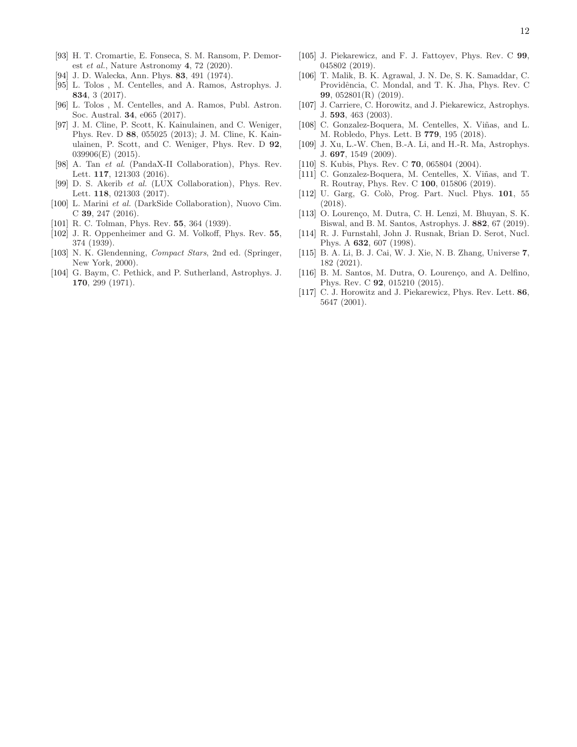[93] H. T. Cromartie, E. Fonseca, S. M. Ransom, P. Demorest *et al.*, Nature Astronomy **4**, 72 (2020).

[94] J. D. Walecka, Ann. Phys. **83**, 491 (1974).

[95] L. Tolos , M. Centelles, and A. Ramos, Astrophys. J. **834**, 3 (2017).

[96] L. Tolos , M. Centelles, and A. Ramos, Publ. Astron. Soc. Austral. **34**, e065 (2017).

[97] J. M. Cline, P. Scott, K. Kainulainen, and C. Weniger, Phys. Rev. D **88**, 055025 (2013); J. M. Cline, K. Kainulainen, P. Scott, and C. Weniger, Phys. Rev. D **92**, 039906(E) (2015).

[98] A. Tan *et al*. (PandaX-II Collaboration), Phys. Rev. Lett. **117**, 121303 (2016).

[99] D. S. Akerib *et al.* (LUX Collaboration), Phys. Rev. Lett. **118**, 021303 (2017).

[100] L. Marini *et al.* (DarkSide Collaboration), Nuovo Cim. C **39**, 247 (2016).

[101] R. C. Tolman, Phys. Rev. **55**, 364 (1939).

[102] J. R. Oppenheimer and G. M. Volkoff, Phys. Rev. **55**, 374 (1939).

[103] N. K. Glendenning, *Compact Stars*, 2nd ed. (Springer, New York, 2000).

[104] G. Baym, C. Pethick, and P. Sutherland, Astrophys. J. **170**, 299 (1971).

[105] J. Piekarewicz, and F. J. Fattoyev, Phys. Rev. C **99**, 045802 (2019).

[106] T. Malik, B. K. Agrawal, J. N. De, S. K. Samaddar, C. Providência, C. Mondal, and T. K. Jha, Phys. Rev. C **99**, 052801(R) (2019).

[107] J. Carriere, C. Horowitz, and J. Piekarewicz, Astrophys. J. **593**, 463 (2003).

[108] C. Gonzalez-Boquera, M. Centelles, X. Viñas, and L. M. Robledo, Phys. Lett. B **779**, 195 (2018).

[109] J. Xu, L.-W. Chen, B.-A. Li, and H.-R. Ma, Astrophys. J. **697**, 1549 (2009).

[110] S. Kubis, Phys. Rev. C **70**, 065804 (2004).

[111] C. Gonzalez-Boquera, M. Centelles, X. Viñas, and T. R. Routray, Phys. Rev. C **100**, 015806 (2019).

[112] U. Garg, G. Colò, Prog. Part. Nucl. Phys. **101**, 55 (2018).

[113] O. Lourenço, M. Dutra, C. H. Lenzi, M. Bhuyan, S. K. Biswal, and B. M. Santos, Astrophys. J. **882**, 67 (2019).

[114] R. J. Furnstahl, John J. Rusnak, Brian D. Serot, Nucl. Phys. A **632**, 607 (1998).

[115] B. A. Li, B. J. Cai, W. J. Xie, N. B. Zhang, Universe **7**, 182 (2021).

[116] B. M. Santos, M. Dutra, O. Lourenço, and A. Delfino, Phys. Rev. C **92**, 015210 (2015).

[117] C. J. Horowitz and J. Piekarewicz, Phys. Rev. Lett. **86**, 5647 (2001).